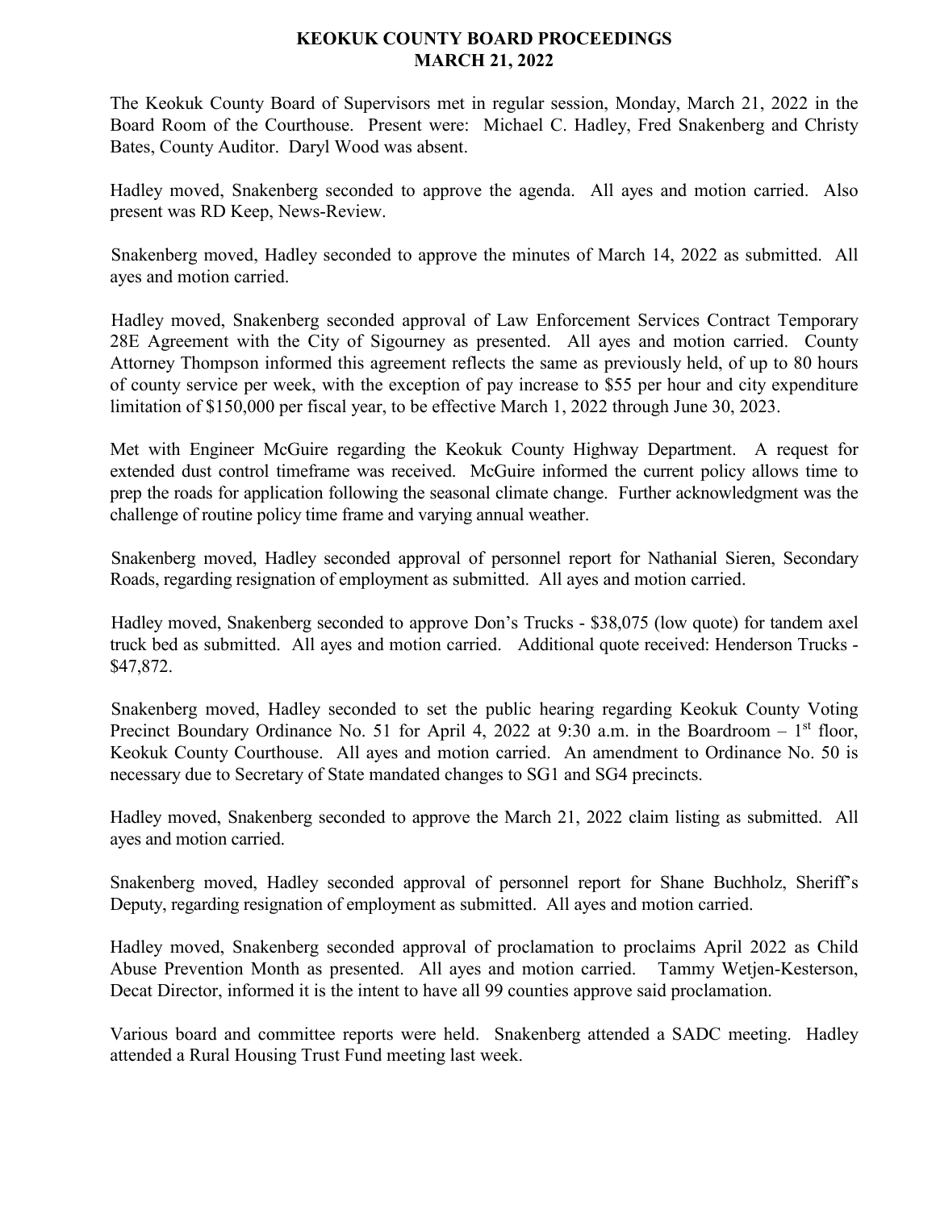# KEOKUK COUNTY BOARD PROCEEDINGS
# MARCH 21, 2022

The Keokuk County Board of Supervisors met in regular session, Monday, March 21, 2022 in the Board Room of the Courthouse. Present were: Michael C. Hadley, Fred Snakenberg and Christy Bates, County Auditor. Daryl Wood was absent.

Hadley moved, Snakenberg seconded to approve the agenda. All ayes and motion carried. Also present was RD Keep, News-Review.

Snakenberg moved, Hadley seconded to approve the minutes of March 14, 2022 as submitted. All ayes and motion carried.

Hadley moved, Snakenberg seconded approval of Law Enforcement Services Contract Temporary 28E Agreement with the City of Sigourney as presented. All ayes and motion carried. County Attorney Thompson informed this agreement reflects the same as previously held, of up to 80 hours of county service per week, with the exception of pay increase to $55 per hour and city expenditure limitation of $150,000 per fiscal year, to be effective March 1, 2022 through June 30, 2023.

Met with Engineer McGuire regarding the Keokuk County Highway Department. A request for extended dust control timeframe was received. McGuire informed the current policy allows time to prep the roads for application following the seasonal climate change. Further acknowledgment was the challenge of routine policy time frame and varying annual weather.

Snakenberg moved, Hadley seconded approval of personnel report for Nathanial Sieren, Secondary Roads, regarding resignation of employment as submitted. All ayes and motion carried.

Hadley moved, Snakenberg seconded to approve Don's Trucks - $38,075 (low quote) for tandem axel truck bed as submitted. All ayes and motion carried. Additional quote received: Henderson Trucks - $47,872.

Snakenberg moved, Hadley seconded to set the public hearing regarding Keokuk County Voting Precinct Boundary Ordinance No. 51 for April 4, 2022 at 9:30 a.m. in the Boardroom – 1st floor, Keokuk County Courthouse. All ayes and motion carried. An amendment to Ordinance No. 50 is necessary due to Secretary of State mandated changes to SG1 and SG4 precincts.

Hadley moved, Snakenberg seconded to approve the March 21, 2022 claim listing as submitted. All ayes and motion carried.

Snakenberg moved, Hadley seconded approval of personnel report for Shane Buchholz, Sheriff's Deputy, regarding resignation of employment as submitted. All ayes and motion carried.

Hadley moved, Snakenberg seconded approval of proclamation to proclaims April 2022 as Child Abuse Prevention Month as presented. All ayes and motion carried. Tammy Wetjen-Kesterson, Decat Director, informed it is the intent to have all 99 counties approve said proclamation.

Various board and committee reports were held. Snakenberg attended a SADC meeting. Hadley attended a Rural Housing Trust Fund meeting last week.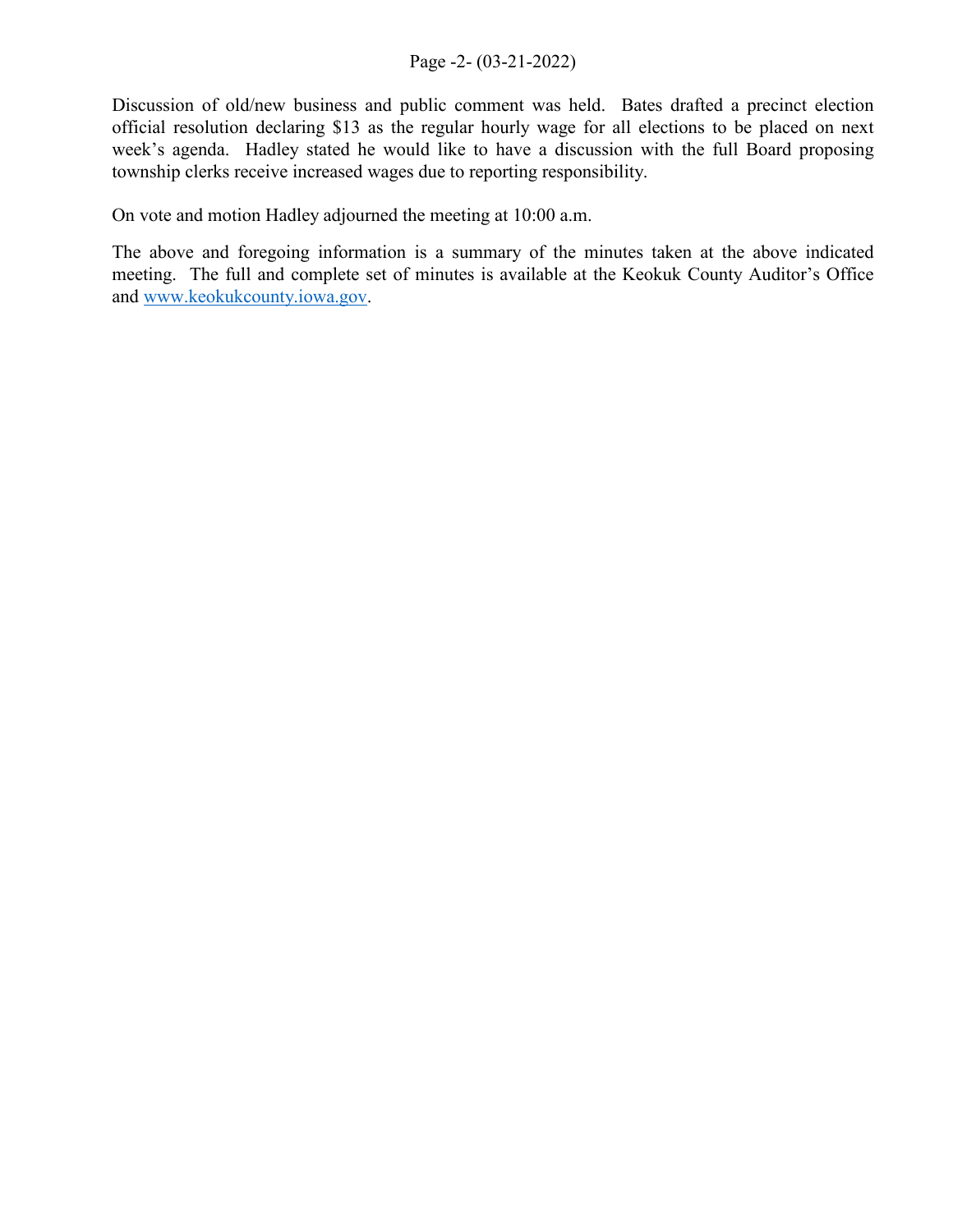Discussion of old/new business and public comment was held. Bates drafted a precinct election official resolution declaring $13 as the regular hourly wage for all elections to be placed on next week's agenda. Hadley stated he would like to have a discussion with the full Board proposing township clerks receive increased wages due to reporting responsibility.

On vote and motion Hadley adjourned the meeting at 10:00 a.m.

The above and foregoing information is a summary of the minutes taken at the above indicated meeting. The full and complete set of minutes is available at the Keokuk County Auditor's Office and [www.keokukcounty.iowa.gov](http://www.keokukcounty.iowa.gov).